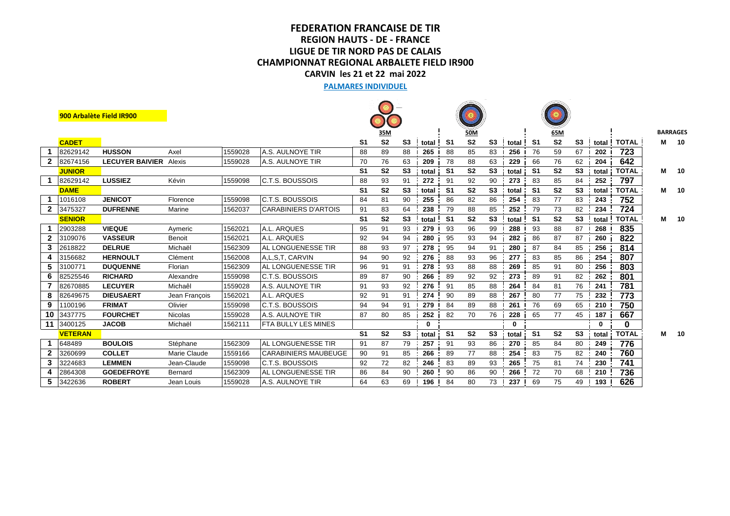# FEDERATION FRANCAISE DE TIR
## REGION HAUTS - DE - FRANCE
## LIGUE DE TIR NORD PAS DE CALAIS
## CHAMPIONNAT REGIONAL ARBALETE FIELD IR900
### CARVIN les 21 et 22 mai 2022

**PALMARES INDIVIDUEL**

**900 Arbalète Field IR900**

| | | | | | | 35M | | | | 50M | | | | 65M | | | | | BARRAGES | |
|---|---|---|---|---|---|---|---|---|---|---|---|---|---|---|---|---|---|---|---|---|
| | **CADET** | | | | | **S1** | **S2** | **S3** | **total** | **S1** | **S2** | **S3** | **total** | **S1** | **S2** | **S3** | **total** | **TOTAL** | **M** | **10** |
| **1** | 82629142 | **HUSSON** | Axel | 1559028 | A.S. AULNOYE TIR | 88 | 89 | 88 | **265** | 88 | 85 | 83 | **256** | 76 | 59 | 67 | **202** | **723** | | |
| **2** | 82674156 | **LECUYER BAIVIER** | Alexis | 1559028 | A.S. AULNOYE TIR | 70 | 76 | 63 | **209** | 78 | 88 | 63 | **229** | 66 | 76 | 62 | **204** | **642** | | |
| | **JUNIOR** | | | | | **S1** | **S2** | **S3** | **total** | **S1** | **S2** | **S3** | **total** | **S1** | **S2** | **S3** | **total** | **TOTAL** | **M** | **10** |
| **1** | 82629142 | **LUSSIEZ** | Kévin | 1559098 | C.T.S. BOUSSOIS | 88 | 93 | 91 | **272** | 91 | 92 | 90 | **273** | 83 | 85 | 84 | **252** | **797** | | |
| | **DAME** | | | | | **S1** | **S2** | **S3** | **total** | **S1** | **S2** | **S3** | **total** | **S1** | **S2** | **S3** | **total** | **TOTAL** | **M** | **10** |
| **1** | 1016108 | **JENICOT** | Florence | 1559098 | C.T.S. BOUSSOIS | 84 | 81 | 90 | **255** | 86 | 82 | 86 | **254** | 83 | 77 | 83 | **243** | **752** | | |
| **2** | 3475327 | **DUFRENNE** | Marine | 1562037 | CARABINIERS D'ARTOIS | 91 | 83 | 64 | **238** | 79 | 88 | 85 | **252** | 79 | 73 | 82 | **234** | **724** | | |
| | **SENIOR** | | | | | **S1** | **S2** | **S3** | **total** | **S1** | **S2** | **S3** | **total** | **S1** | **S2** | **S3** | **total** | **TOTAL** | **M** | **10** |
| **1** | 2903288 | **VIEQUE** | Aymeric | 1562021 | A.L. ARQUES | 95 | 91 | 93 | **279** | 93 | 96 | 99 | **288** | 93 | 88 | 87 | **268** | **835** | | |
| **2** | 3109076 | **VASSEUR** | Benoit | 1562021 | A.L. ARQUES | 92 | 94 | 94 | **280** | 95 | 93 | 94 | **282** | 86 | 87 | 87 | **260** | **822** | | |
| **3** | 2618822 | **DELRUE** | Michaël | 1562309 | AL LONGUENESSE TIR | 88 | 93 | 97 | **278** | 95 | 94 | 91 | **280** | 87 | 84 | 85 | **256** | **814** | | |
| **4** | 3156682 | **HERNOULT** | Clément | 1562008 | A,L,S,T, CARVIN | 94 | 90 | 92 | **276** | 88 | 93 | 96 | **277** | 83 | 85 | 86 | **254** | **807** | | |
| **5** | 3100771 | **DUQUENNE** | Florian | 1562309 | AL LONGUENESSE TIR | 96 | 91 | 91 | **278** | 93 | 88 | 88 | **269** | 85 | 91 | 80 | **256** | **803** | | |
| **6** | 82525546 | **RICHARD** | Alexandre | 1559098 | C.T.S. BOUSSOIS | 89 | 87 | 90 | **266** | 89 | 92 | 92 | **273** | 89 | 91 | 82 | **262** | **801** | | |
| **7** | 82670885 | **LECUYER** | Michaêl | 1559028 | A.S. AULNOYE TIR | 91 | 93 | 92 | **276** | 91 | 85 | 88 | **264** | 84 | 81 | 76 | **241** | **781** | | |
| **8** | 82649675 | **DIEUSAERT** | Jean François | 1562021 | A.L. ARQUES | 92 | 91 | 91 | **274** | 90 | 89 | 88 | **267** | 80 | 77 | 75 | **232** | **773** | | |
| **9** | 1100196 | **FRIMAT** | Olivier | 1559098 | C.T.S. BOUSSOIS | 94 | 94 | 91 | **279** | 84 | 89 | 88 | **261** | 76 | 69 | 65 | **210** | **750** | | |
| **10** | 3437775 | **FOURCHET** | Nicolas | 1559028 | A.S. AULNOYE TIR | 87 | 80 | 85 | **252** | 82 | 70 | 76 | **228** | 65 | 77 | 45 | **187** | **667** | | |
| **11** | 3400125 | **JACOB** | Michaël | 1562111 | FTA BULLY LES MINES | | | | **0** | | | | **0** | | | | **0** | **0** | | |
| | **VETERAN** | | | | | **S1** | **S2** | **S3** | **total** | **S1** | **S2** | **S3** | **total** | **S1** | **S2** | **S3** | **total** | **TOTAL** | **M** | **10** |
| **1** | 648489 | **BOULOIS** | Stéphane | 1562309 | AL LONGUENESSE TIR | 91 | 87 | 79 | **257** | 91 | 93 | 86 | **270** | 85 | 84 | 80 | **249** | **776** | | |
| **2** | 3260699 | **COLLET** | Marie Claude | 1559166 | CARABINIERS MAUBEUGE | 90 | 91 | 85 | **266** | 89 | 77 | 88 | **254** | 83 | 75 | 82 | **240** | **760** | | |
| **3** | 3224683 | **LEMMEN** | Jean-Claude | 1559098 | C.T.S. BOUSSOIS | 92 | 72 | 82 | **246** | 83 | 89 | 93 | **265** | 75 | 81 | 74 | **230** | **741** | | |
| **4** | 2864308 | **GOEDEFROYE** | Bernard | 1562309 | AL LONGUENESSE TIR | 86 | 84 | 90 | **260** | 90 | 86 | 90 | **266** | 72 | 70 | 68 | **210** | **736** | | |
| **5** | 3422636 | **ROBERT** | Jean Louis | 1559028 | A.S. AULNOYE TIR | 64 | 63 | 69 | **196** | 84 | 80 | 73 | **237** | 69 | 75 | 49 | **193** | **626** | | |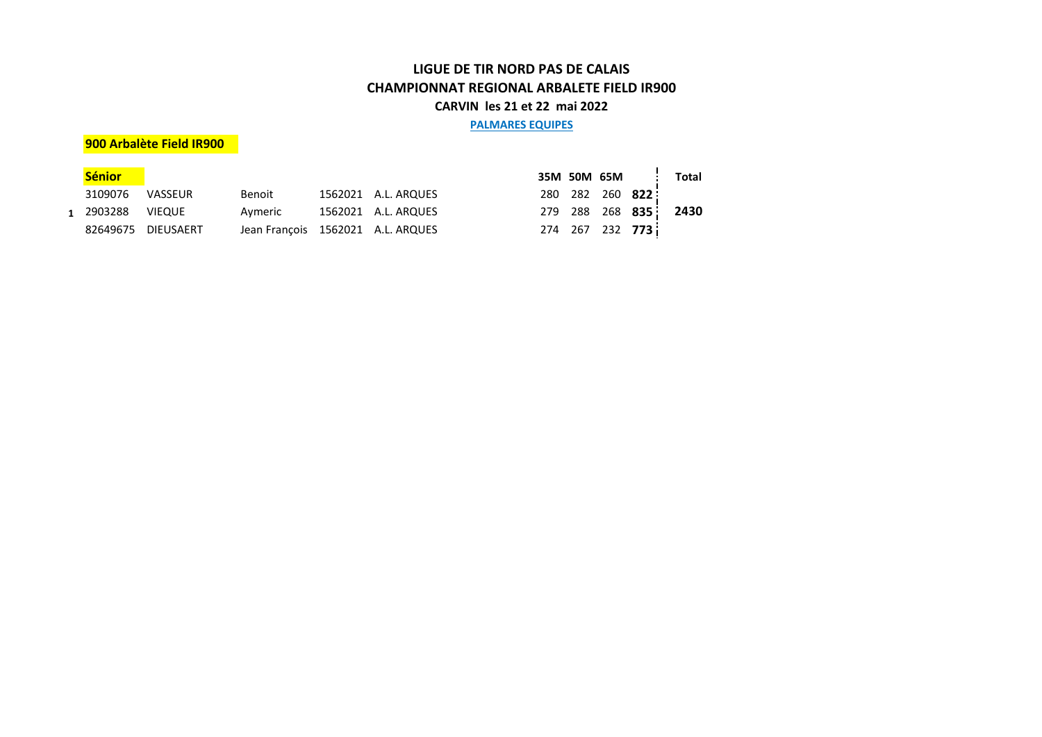**LIGUE DE TIR NORD PAS DE CALAIS**

**CHAMPIONNAT REGIONAL ARBALETE FIELD IR900**

**CARVIN les 21 et 22 mai 2022**

**PALMARES EQUIPES**

**900 Arbalète Field IR900**

| | **Sénior** | | | | | **35M** | **50M** | **65M** | | **Total** |
|---|---|---|---|---|---|---|---|---|---|---|
| | 3109076 | VASSEUR | Benoit | 1562021 | A.L. ARQUES | 280 | 282 | 260 | **822** | |
| **1** | 2903288 | VIEQUE | Aymeric | 1562021 | A.L. ARQUES | 279 | 288 | 268 | **835** | **2430** |
| | 82649675 | DIEUSAERT | Jean François | 1562021 | A.L. ARQUES | 274 | 267 | 232 | **773** | |